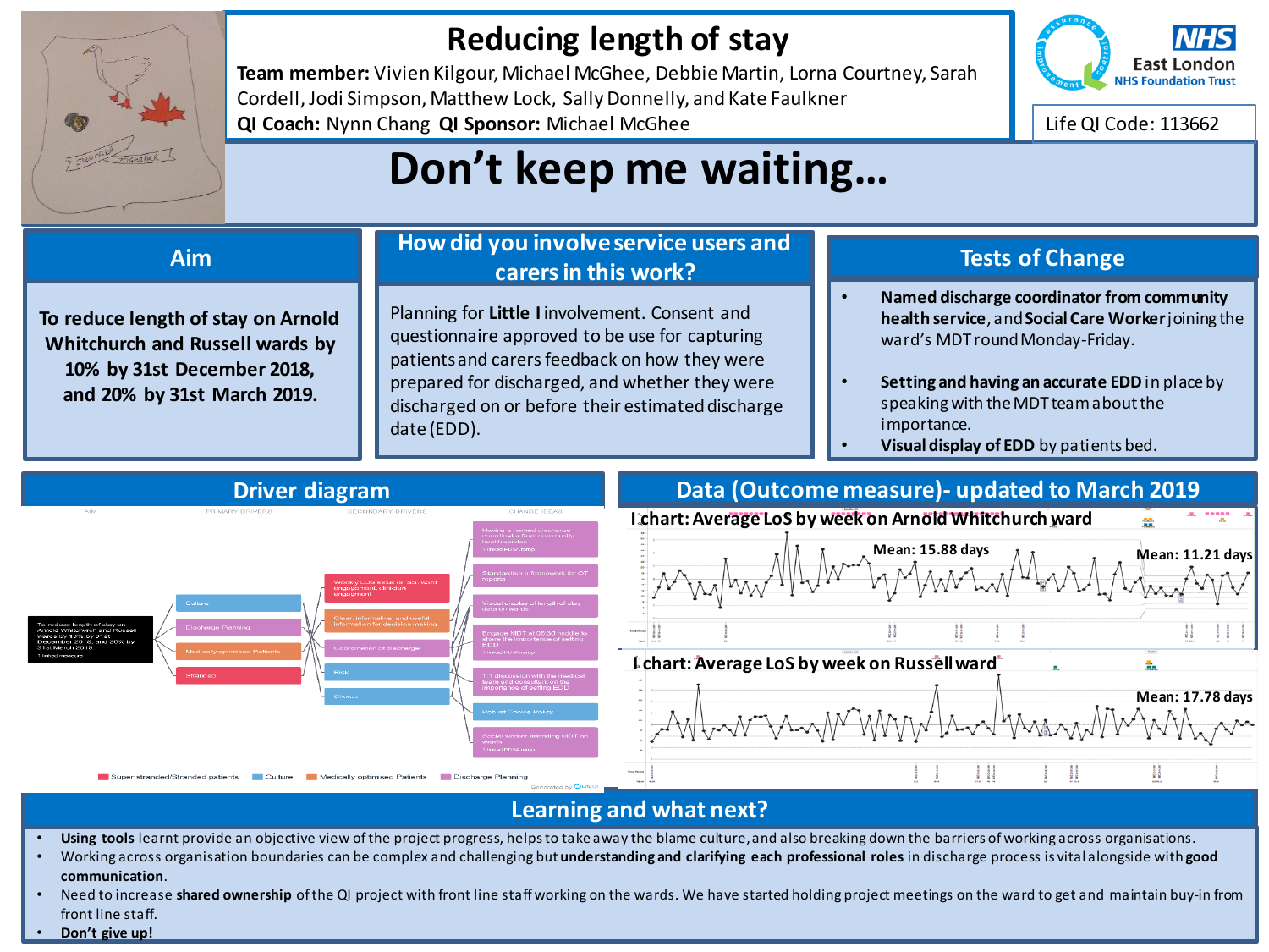# Reducing length of stay

**Team member:** Vivien Kilgour, Michael McGhee, Debbie Martin, Lorna Courtney, Sarah Cordell, Jodi Simpson, Matthew Lock, Sally Donnelly, and Kate Faulkner

**QI Coach:** Nynn Chang **QI Sponsor:** Michael McGhee

NHS East London NHS Foundation Trust

Life QI Code: 113662

# Don't keep me waiting…

## Aim

**To reduce length of stay on Arnold Whitchurch and Russell wards by 10% by 31st December 2018, and 20% by 31st March 2019.**

## How did you involve service users and carers in this work?

Planning for **Little I** involvement. Consent and questionnaire approved to be use for capturing patients and carers feedback on how they were prepared for discharged, and whether they were discharged on or before their estimated discharge date (EDD).

## Tests of Change

- **Named discharge coordinator from community health service**, and **Social Care Worker** joining the ward's MDT round Monday-Friday.
- **Setting and having an accurate EDD** in place by speaking with the MDT team about the importance.
- **Visual display of EDD** by patients bed.

## Driver diagram

AIM: To reduce length of stay on Arnold Whitchurch and Russell wards by 10% by 31st December 2018, and 20% by 31st March 2019

PRIMARY DRIVERS: Culture; Discharge Planning; Medically optimised Patients; Stranded

SECONDARY DRIVERS: Weekly LOS focus on SS ward engagement, clinician engagement; Clear, informative, and useful information for decision making; Coordination of discharge; Risk; Choice

CHANGE IDEAS: Having a named discharge coordinator from community health service; Standardise a framework for OT reports; Visual display of length of stay data on wards; Engage MDT at 08:30 huddle to share the importance of setting EDD; 1:1 discussion with the medical team and consultant on the importance of setting EDD; Robust Choice Policy; Social worker attending MDT on wards

Key: Super stranded/Stranded patients; Culture; Medically optimised Patients; Discharge Planning

## Data (Outcome measure)- updated to March 2019

I chart: Average LoS by week on Arnold Whitchurch ward — Mean: 15.88 days; Mean: 11.21 days

I chart: Average LoS by week on Russell ward — Mean: 17.78 days

## Learning and what next?

- **Using tools** learnt provide an objective view of the project progress, helps to take away the blame culture, and also breaking down the barriers of working across organisations.
- Working across organisation boundaries can be complex and challenging but **understanding and clarifying each professional roles** in discharge process is vital alongside with **good communication**.
- Need to increase **shared ownership** of the QI project with front line staff working on the wards. We have started holding project meetings on the ward to get and maintain buy-in from front line staff.
- **Don't give up!**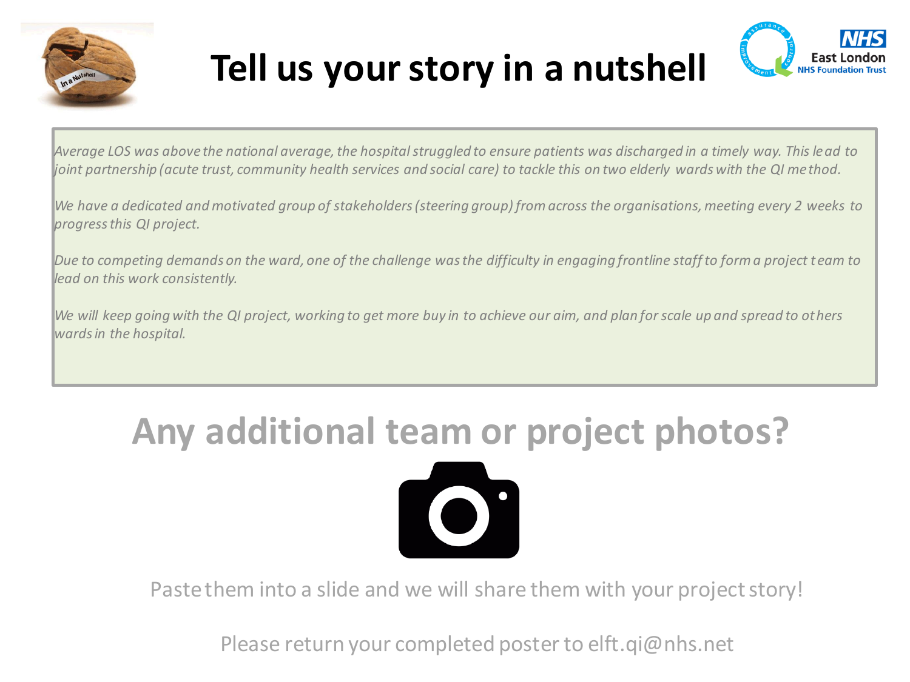# Tell us your story in a nutshell

*Average LOS was above the national average, the hospital struggled to ensure patients was discharged in a timely way. This lead to joint partnership (acute trust, community health services and social care) to tackle this on two elderly wards with the QI method.*

*We have a dedicated and motivated group of stakeholders (steering group) from across the organisations, meeting every 2 weeks to progress this QI project.*

*Due to competing demands on the ward, one of the challenge was the difficulty in engaging frontline staff to form a project team to lead on this work consistently.*

*We will keep going with the QI project, working to get more buy in to achieve our aim, and plan for scale up and spread to others wards in the hospital.*

## Any additional team or project photos?

Paste them into a slide and we will share them with your project story!

Please return your completed poster to elft.qi@nhs.net